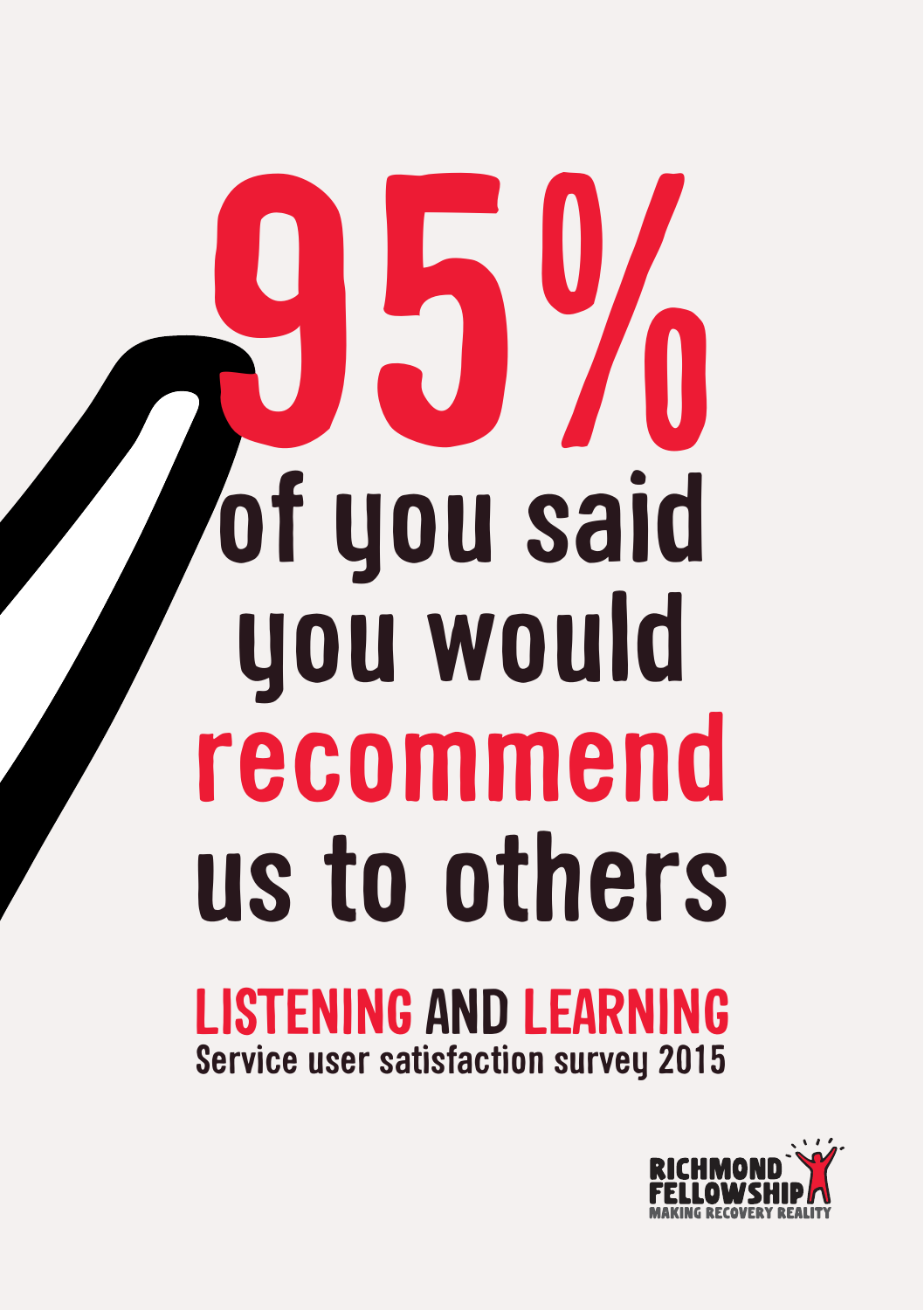# 95% of you said you would recommend us to others

## LISTENING AND LEARNING

Service user satisfaction survey 2015

RICHMOND FELLOWSHIP
MAKING RECOVERY REALITY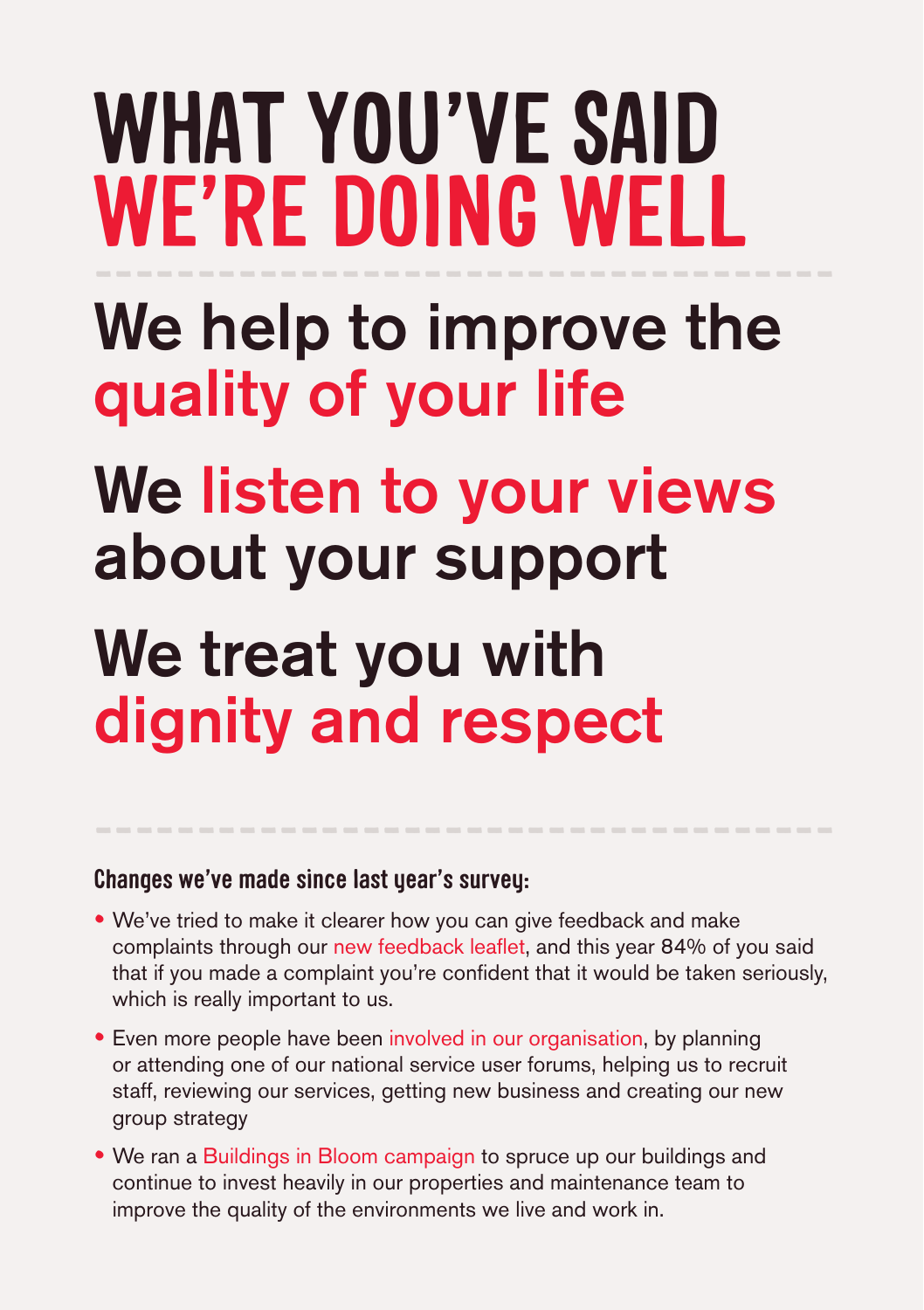# WHAT YOU'VE SAID WE'RE DOING WELL

## We help to improve the quality of your life

## We listen to your views about your support

## We treat you with dignity and respect

### Changes we've made since last year's survey:

- We've tried to make it clearer how you can give feedback and make complaints through our new feedback leaflet, and this year 84% of you said that if you made a complaint you're confident that it would be taken seriously, which is really important to us.
- Even more people have been involved in our organisation, by planning or attending one of our national service user forums, helping us to recruit staff, reviewing our services, getting new business and creating our new group strategy
- We ran a Buildings in Bloom campaign to spruce up our buildings and continue to invest heavily in our properties and maintenance team to improve the quality of the environments we live and work in.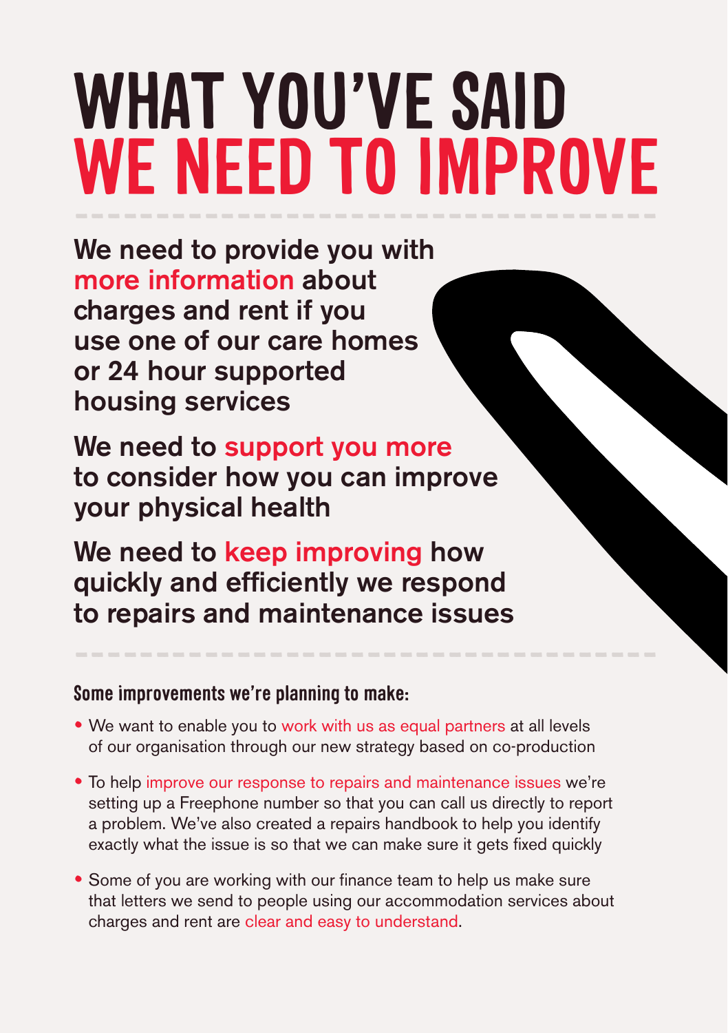# WHAT YOU'VE SAID WE NEED TO IMPROVE

**We need to provide you with more information about charges and rent if you use one of our care homes or 24 hour supported housing services**

**We need to support you more to consider how you can improve your physical health**

**We need to keep improving how quickly and efficiently we respond to repairs and maintenance issues**

### Some improvements we're planning to make:

- We want to enable you to work with us as equal partners at all levels of our organisation through our new strategy based on co-production
- To help improve our response to repairs and maintenance issues we're setting up a Freephone number so that you can call us directly to report a problem. We've also created a repairs handbook to help you identify exactly what the issue is so that we can make sure it gets fixed quickly
- Some of you are working with our finance team to help us make sure that letters we send to people using our accommodation services about charges and rent are clear and easy to understand.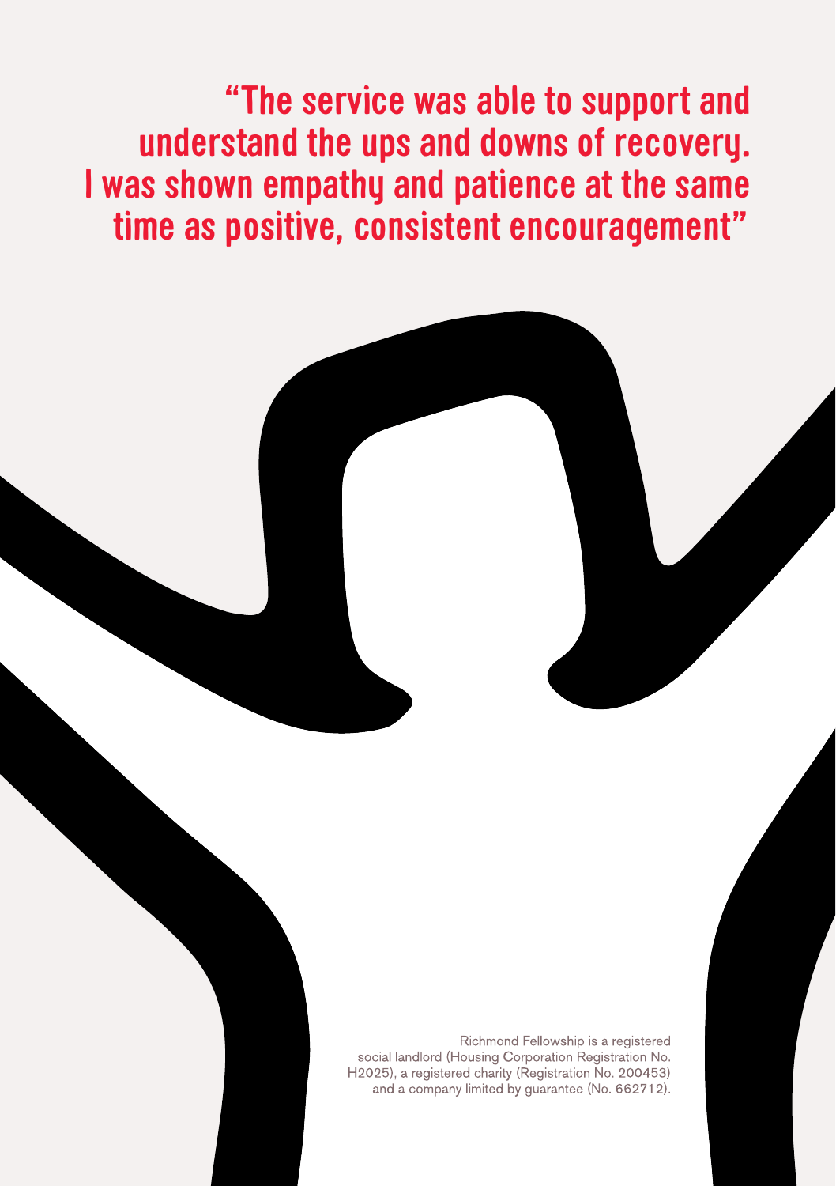**"The service was able to support and understand the ups and downs of recovery. I was shown empathy and patience at the same time as positive, consistent encouragement"**

Richmond Fellowship is a registered social landlord (Housing Corporation Registration No. H2025), a registered charity (Registration No. 200453) and a company limited by guarantee (No. 662712).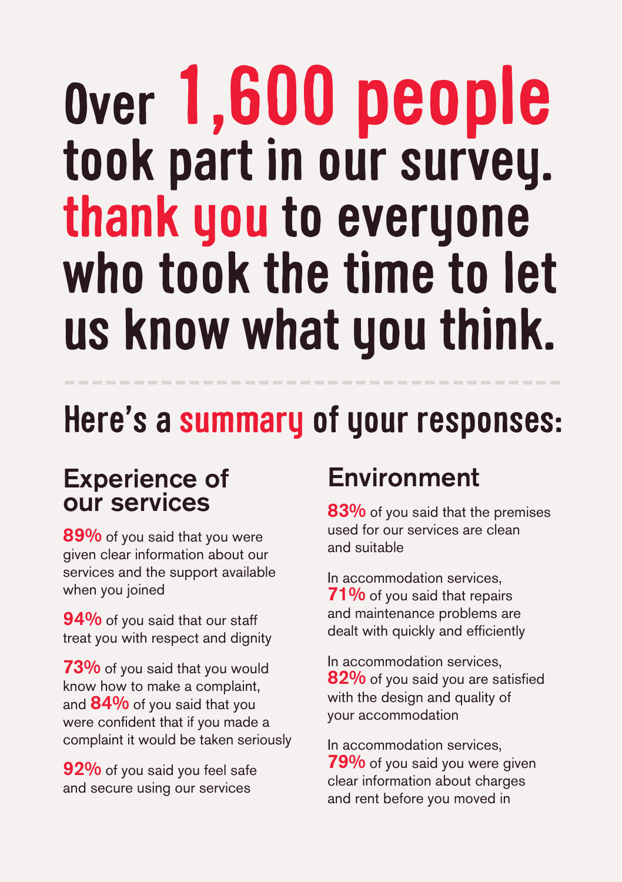# Over 1,600 people took part in our survey. thank you to everyone who took the time to let us know what you think.

## Here's a summary of your responses:

### Experience of our services

**89%** of you said that you were given clear information about our services and the support available when you joined

**94%** of you said that our staff treat you with respect and dignity

**73%** of you said that you would know how to make a complaint, and **84%** of you said that you were confident that if you made a complaint it would be taken seriously

**92%** of you said you feel safe and secure using our services

### Environment

**83%** of you said that the premises used for our services are clean and suitable

In accommodation services, **71%** of you said that repairs and maintenance problems are dealt with quickly and efficiently

In accommodation services, **82%** of you said you are satisfied with the design and quality of your accommodation

In accommodation services, **79%** of you said you were given clear information about charges and rent before you moved in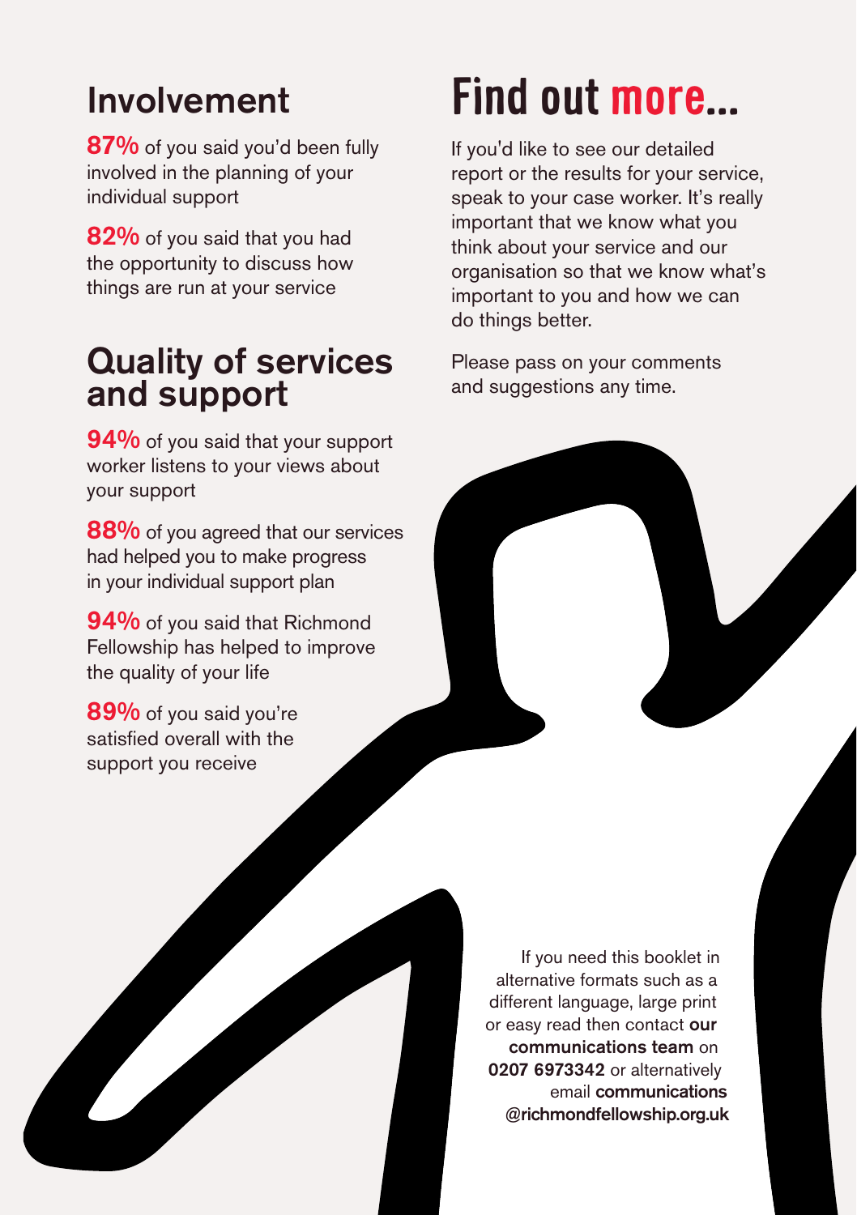## Involvement

**87%** of you said you'd been fully involved in the planning of your individual support

**82%** of you said that you had the opportunity to discuss how things are run at your service

## Quality of services and support

**94%** of you said that your support worker listens to your views about your support

**88%** of you agreed that our services had helped you to make progress in your individual support plan

**94%** of you said that Richmond Fellowship has helped to improve the quality of your life

**89%** of you said you're satisfied overall with the support you receive

# Find out more...

If you'd like to see our detailed report or the results for your service, speak to your case worker. It's really important that we know what you think about your service and our organisation so that we know what's important to you and how we can do things better.

Please pass on your comments and suggestions any time.

If you need this booklet in alternative formats such as a different language, large print or easy read then contact **our communications team** on **0207 6973342** or alternatively email **communications@richmondfellowship.org.uk**